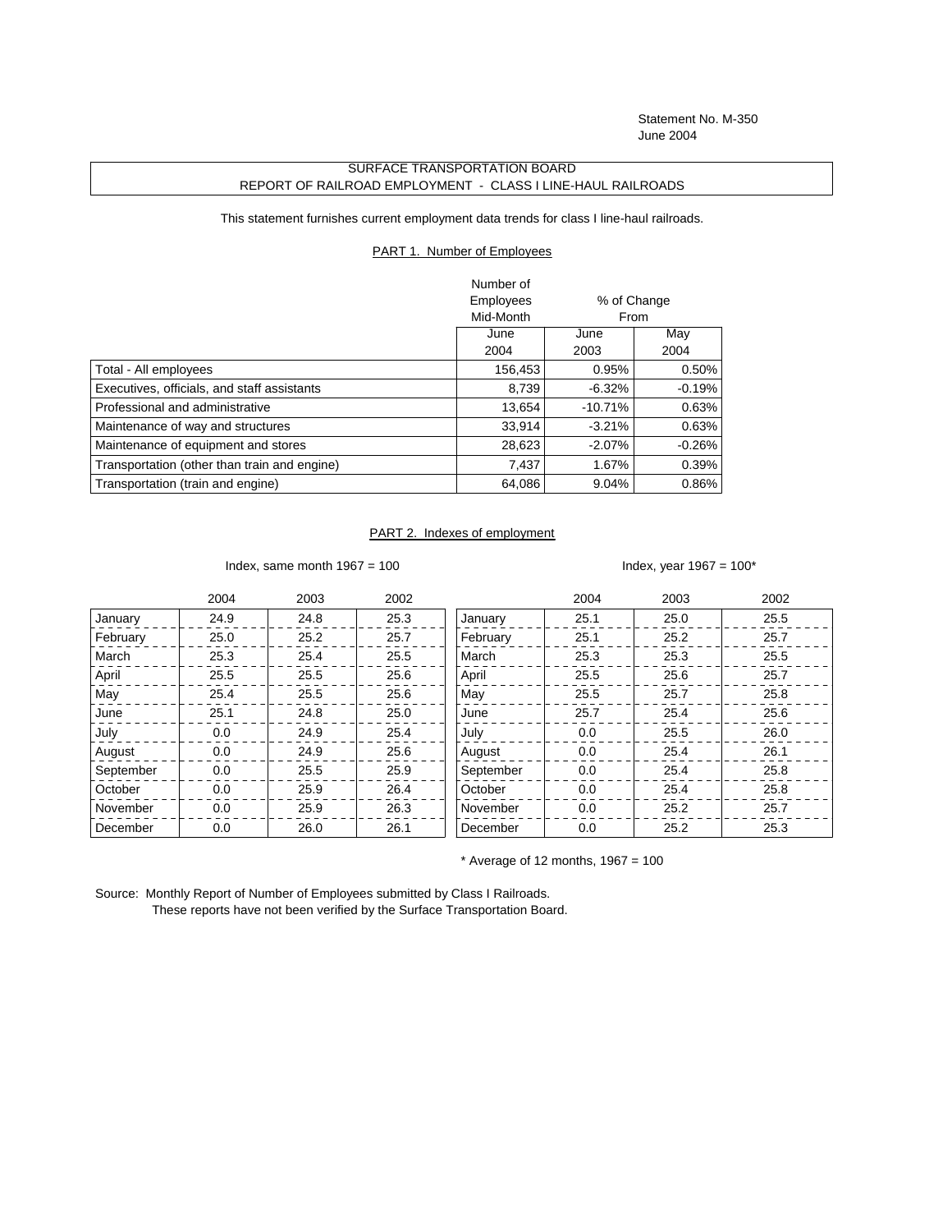Statement No. M-350
June 2004

# SURFACE TRANSPORTATION BOARD
## REPORT OF RAILROAD EMPLOYMENT - CLASS I LINE-HAUL RAILROADS

This statement furnishes current employment data trends for class I line-haul railroads.

### PART 1. Number of Employees

| | Number of Employees Mid-Month | % of Change From | |
|---|---|---|---|
| | June 2004 | June 2003 | May 2004 |
| Total - All employees | 156,453 | 0.95% | 0.50% |
| Executives, officials, and staff assistants | 8,739 | -6.32% | -0.19% |
| Professional and administrative | 13,654 | -10.71% | 0.63% |
| Maintenance of way and structures | 33,914 | -3.21% | 0.63% |
| Maintenance of equipment and stores | 28,623 | -2.07% | -0.26% |
| Transportation (other than train and engine) | 7,437 | 1.67% | 0.39% |
| Transportation (train and engine) | 64,086 | 9.04% | 0.86% |

### PART 2. Indexes of employment

Index, same month 1967 = 100

| | 2004 | 2003 | 2002 |
|---|---|---|---|
| January | 24.9 | 24.8 | 25.3 |
| February | 25.0 | 25.2 | 25.7 |
| March | 25.3 | 25.4 | 25.5 |
| April | 25.5 | 25.5 | 25.6 |
| May | 25.4 | 25.5 | 25.6 |
| June | 25.1 | 24.8 | 25.0 |
| July | 0.0 | 24.9 | 25.4 |
| August | 0.0 | 24.9 | 25.6 |
| September | 0.0 | 25.5 | 25.9 |
| October | 0.0 | 25.9 | 26.4 |
| November | 0.0 | 25.9 | 26.3 |
| December | 0.0 | 26.0 | 26.1 |

Index, year 1967 = 100*

| | 2004 | 2003 | 2002 |
|---|---|---|---|
| January | 25.1 | 25.0 | 25.5 |
| February | 25.1 | 25.2 | 25.7 |
| March | 25.3 | 25.3 | 25.5 |
| April | 25.5 | 25.6 | 25.7 |
| May | 25.5 | 25.7 | 25.8 |
| June | 25.7 | 25.4 | 25.6 |
| July | 0.0 | 25.5 | 26.0 |
| August | 0.0 | 25.4 | 26.1 |
| September | 0.0 | 25.4 | 25.8 |
| October | 0.0 | 25.4 | 25.8 |
| November | 0.0 | 25.2 | 25.7 |
| December | 0.0 | 25.2 | 25.3 |

\* Average of 12 months, 1967 = 100

Source: Monthly Report of Number of Employees submitted by Class I Railroads.
These reports have not been verified by the Surface Transportation Board.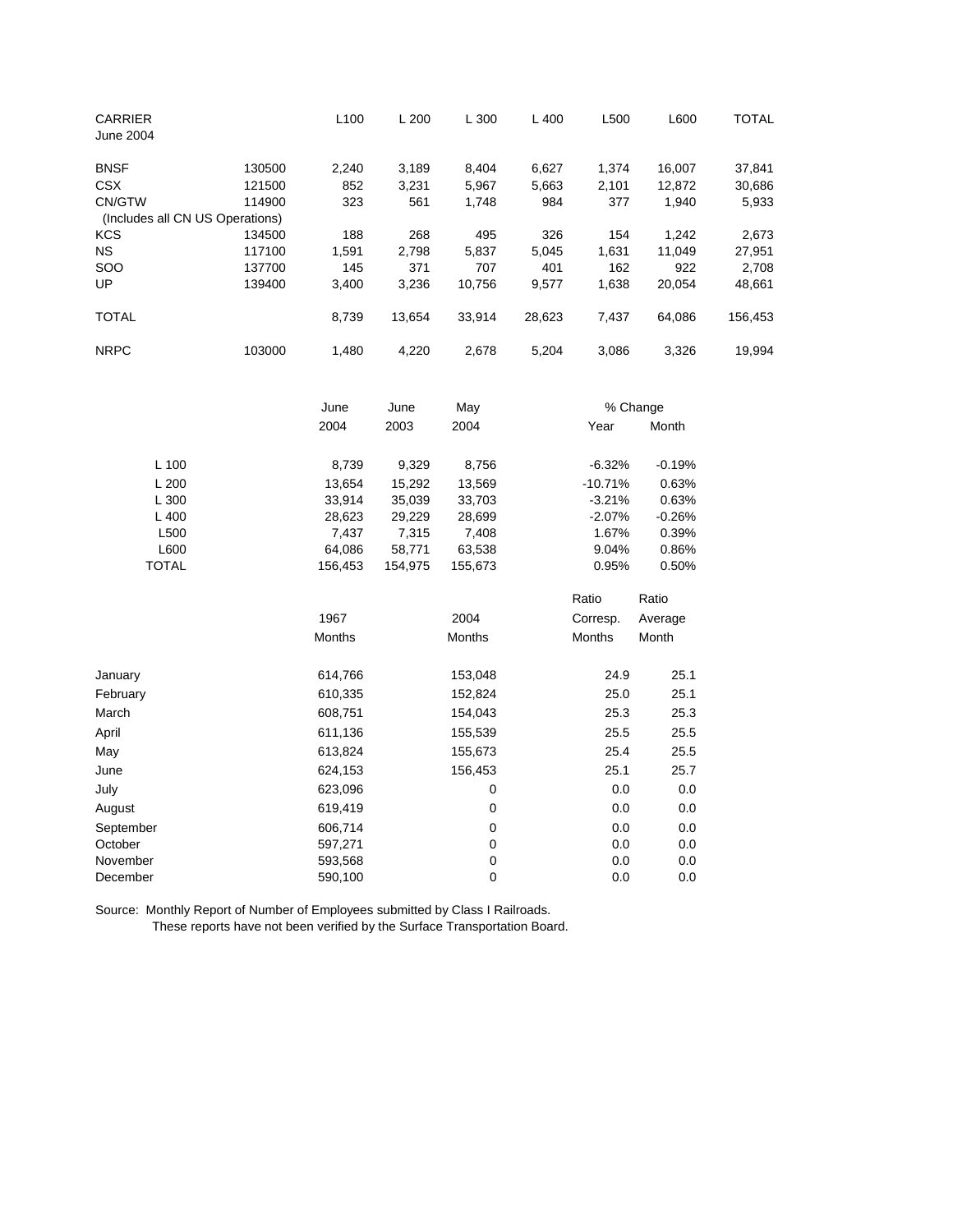| CARRIER June 2004 | | L100 | L 200 | L 300 | L 400 | L500 | L600 | TOTAL |
|---|---|---|---|---|---|---|---|---|
| BNSF | 130500 | 2,240 | 3,189 | 8,404 | 6,627 | 1,374 | 16,007 | 37,841 |
| CSX | 121500 | 852 | 3,231 | 5,967 | 5,663 | 2,101 | 12,872 | 30,686 |
| CN/GTW (Includes all CN US Operations) | 114900 | 323 | 561 | 1,748 | 984 | 377 | 1,940 | 5,933 |
| KCS | 134500 | 188 | 268 | 495 | 326 | 154 | 1,242 | 2,673 |
| NS | 117100 | 1,591 | 2,798 | 5,837 | 5,045 | 1,631 | 11,049 | 27,951 |
| SOO | 137700 | 145 | 371 | 707 | 401 | 162 | 922 | 2,708 |
| UP | 139400 | 3,400 | 3,236 | 10,756 | 9,577 | 1,638 | 20,054 | 48,661 |
| TOTAL | | 8,739 | 13,654 | 33,914 | 28,623 | 7,437 | 64,086 | 156,453 |
| NRPC | 103000 | 1,480 | 4,220 | 2,678 | 5,204 | 3,086 | 3,326 | 19,994 |

| | June 2004 | June 2003 | May 2004 | % Change Year | % Change Month |
|---|---|---|---|---|---|
| L 100 | 8,739 | 9,329 | 8,756 | -6.32% | -0.19% |
| L 200 | 13,654 | 15,292 | 13,569 | -10.71% | 0.63% |
| L 300 | 33,914 | 35,039 | 33,703 | -3.21% | 0.63% |
| L 400 | 28,623 | 29,229 | 28,699 | -2.07% | -0.26% |
| L500 | 7,437 | 7,315 | 7,408 | 1.67% | 0.39% |
| L600 | 64,086 | 58,771 | 63,538 | 9.04% | 0.86% |
| TOTAL | 156,453 | 154,975 | 155,673 | 0.95% | 0.50% |

| | 1967 Months | 2004 Months | Ratio Corresp. Months | Ratio Average Month |
|---|---|---|---|---|
| January | 614,766 | 153,048 | 24.9 | 25.1 |
| February | 610,335 | 152,824 | 25.0 | 25.1 |
| March | 608,751 | 154,043 | 25.3 | 25.3 |
| April | 611,136 | 155,539 | 25.5 | 25.5 |
| May | 613,824 | 155,673 | 25.4 | 25.5 |
| June | 624,153 | 156,453 | 25.1 | 25.7 |
| July | 623,096 | 0 | 0.0 | 0.0 |
| August | 619,419 | 0 | 0.0 | 0.0 |
| September | 606,714 | 0 | 0.0 | 0.0 |
| October | 597,271 | 0 | 0.0 | 0.0 |
| November | 593,568 | 0 | 0.0 | 0.0 |
| December | 590,100 | 0 | 0.0 | 0.0 |

Source: Monthly Report of Number of Employees submitted by Class I Railroads.
These reports have not been verified by the Surface Transportation Board.